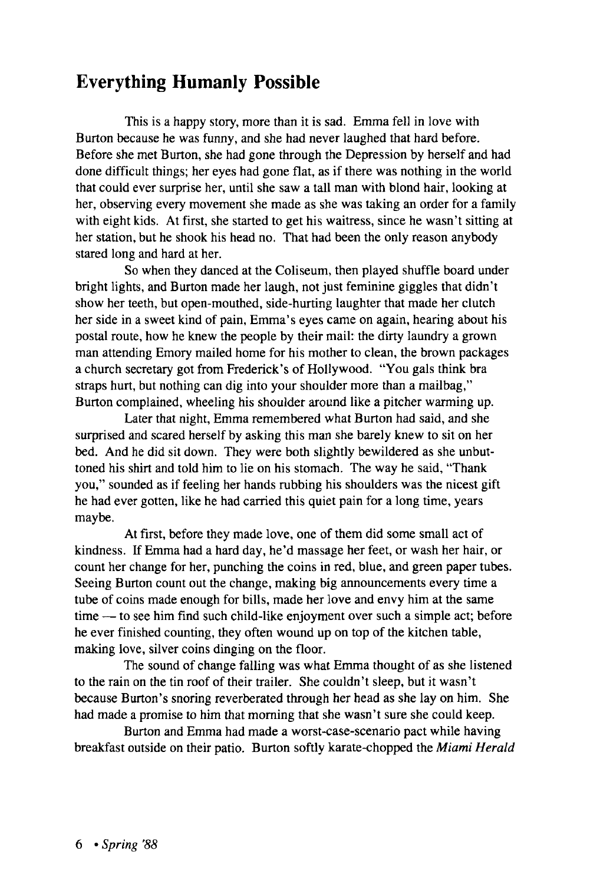## Everything Humanly Possible

This is a happy story, more than it is sad. Emma fell in love with Burton because he was funny, and she had never laughed that hard before. Before she met Burton, she had gone through the Depression by herself and had done difficult things; her eyes had gone flat, as if there was nothing in the world that could ever surprise her, until she saw a tall man with blond hair, looking at her, observing every movement she made as she was taking an order for a family with eight kids. At first, she started to get his waitress, since he wasn't sitting at her station, but he shook his head no. That had been the only reason anybody stared long and hard at her.

So when they danced at the Coliseum, then played shuffle board under bright lights, and Burton made her laugh, not just feminine giggles that didn't show her teeth, but open-mouthed, side-hurting laughter that made her clutch her side in a sweet kind of pain, Emma's eyes came on again, hearing about his postal route, how he knew the people by their mail: the dirty laundry a grown man attending Emory mailed home for his mother to clean, the brown packages a church secretary got from Frederick's of Hollywood. "You gals think bra straps hurt, but nothing can dig into your shoulder more than a mailbag," Burton complained, wheeling his shoulder around like a pitcher warming up.

Later that night, Emma remembered what Burton had said, and she surprised and scared herself by asking this man she barely knew to sit on her bed. And he did sit down. They were both slightly bewildered as she unbuttoned his shirt and told him to lie on his stomach. The way he said, "Thank you," sounded as if feeling her hands rubbing his shoulders was the nicest gift he had ever gotten, like he had carried this quiet pain for a long time, years maybe.

At first, before they made love, one of them did some small act of kindness. If Emma had a hard day, he'd massage her feet, or wash her hair, or count her change for her, punching the coins in red, blue, and green paper tubes. Seeing Burton count out the change, making big announcements every time a tube of coins made enough for bills, made her love and envy him at the same time — to see him find such child-like enjoyment over such a simple act; before he ever finished counting, they often wound up on top of the kitchen table, making love, silver coins dinging on the floor.

The sound of change falling was what Emma thought of as she listened to the rain on the tin roof of their trailer. She couldn't sleep, but it wasn't because Burton's snoring reverberated through her head as she lay on him. She had made a promise to him that morning that she wasn't sure she could keep.

Burton and Emma had made a worst-case-scenario pact while having breakfast outside on their patio. Burton softly karate-chopped the *Miami Herald*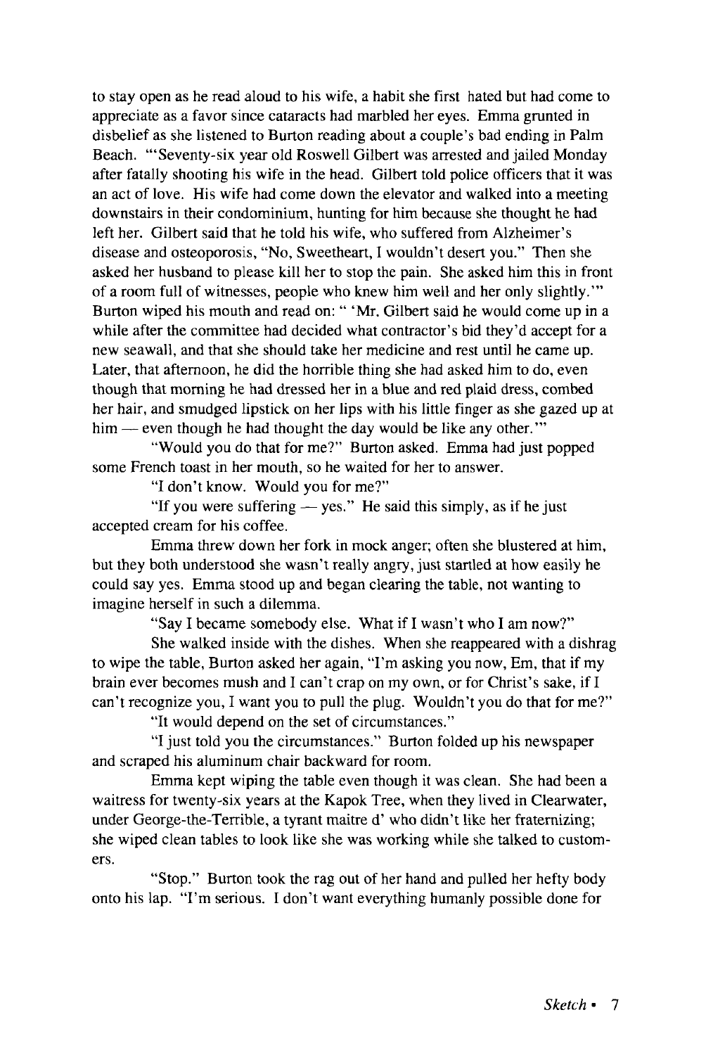to stay open as he read aloud to his wife, a habit she first hated but had come to appreciate as a favor since cataracts had marbled her eyes. Emma grunted in disbelief as she listened to Burton reading about a couple's bad ending in Palm Beach. "'Seventy-six year old Roswell Gilbert was arrested and jailed Monday after fatally shooting his wife in the head. Gilbert told police officers that it was an act of love. His wife had come down the elevator and walked into a meeting downstairs in their condominium, hunting for him because she thought he had left her. Gilbert said that he told his wife, who suffered from Alzheimer's disease and osteoporosis, "No, Sweetheart, I wouldn't desert you." Then she asked her husband to please kill her to stop the pain. She asked him this in front of a room full of witnesses, people who knew him well and her only slightly.'" Burton wiped his mouth and read on: " 'Mr. Gilbert said he would come up in a while after the committee had decided what contractor's bid they'd accept for a new seawall, and that she should take her medicine and rest until he came up. Later, that afternoon, he did the horrible thing she had asked him to do, even though that morning he had dressed her in a blue and red plaid dress, combed her hair, and smudged lipstick on her lips with his little finger as she gazed up at him — even though he had thought the day would be like any other.'"

"Would you do that for me?" Burton asked. Emma had just popped some French toast in her mouth, so he waited for her to answer.

"I don't know. Would you for me?"

"If you were suffering — yes." He said this simply, as if he just accepted cream for his coffee.

Emma threw down her fork in mock anger; often she blustered at him, but they both understood she wasn't really angry, just startled at how easily he could say yes. Emma stood up and began clearing the table, not wanting to imagine herself in such a dilemma.

"Say I became somebody else. What if I wasn't who I am now?"

She walked inside with the dishes. When she reappeared with a dishrag to wipe the table, Burton asked her again, "I'm asking you now, Em, that if my brain ever becomes mush and I can't crap on my own, or for Christ's sake, if I can't recognize you, I want you to pull the plug. Wouldn't you do that for me?"

"It would depend on the set of circumstances."

"I just told you the circumstances." Burton folded up his newspaper and scraped his aluminum chair backward for room.

Emma kept wiping the table even though it was clean. She had been a waitress for twenty-six years at the Kapok Tree, when they lived in Clearwater, under George-the-Terrible, a tyrant maitre d' who didn't like her fraternizing; she wiped clean tables to look like she was working while she talked to customers.

"Stop." Burton took the rag out of her hand and pulled her hefty body onto his lap. "I'm serious. I don't want everything humanly possible done for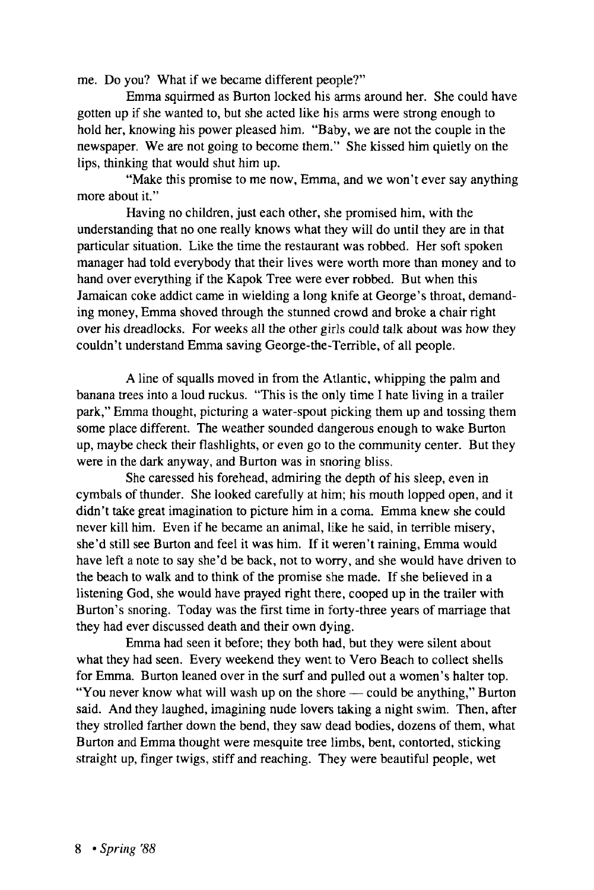me. Do you? What if we became different people?"

Emma squirmed as Burton locked his arms around her. She could have gotten up if she wanted to, but she acted like his arms were strong enough to hold her, knowing his power pleased him. "Baby, we are not the couple in the newspaper. We are not going to become them." She kissed him quietly on the lips, thinking that would shut him up.

"Make this promise to me now, Emma, and we won't ever say anything more about it."

Having no children, just each other, she promised him, with the understanding that no one really knows what they will do until they are in that particular situation. Like the time the restaurant was robbed. Her soft spoken manager had told everybody that their lives were worth more than money and to hand over everything if the Kapok Tree were ever robbed. But when this Jamaican coke addict came in wielding a long knife at George's throat, demanding money, Emma shoved through the stunned crowd and broke a chair right over his dreadlocks. For weeks all the other girls could talk about was how they couldn't understand Emma saving George-the-Terrible, of all people.

A line of squalls moved in from the Atlantic, whipping the palm and banana trees into a loud ruckus. "This is the only time I hate living in a trailer park," Emma thought, picturing a water-spout picking them up and tossing them some place different. The weather sounded dangerous enough to wake Burton up, maybe check their flashlights, or even go to the community center. But they were in the dark anyway, and Burton was in snoring bliss.

She caressed his forehead, admiring the depth of his sleep, even in cymbals of thunder. She looked carefully at him; his mouth lopped open, and it didn't take great imagination to picture him in a coma. Emma knew she could never kill him. Even if he became an animal, like he said, in terrible misery, she'd still see Burton and feel it was him. If it weren't raining, Emma would have left a note to say she'd be back, not to worry, and she would have driven to the beach to walk and to think of the promise she made. If she believed in a listening God, she would have prayed right there, cooped up in the trailer with Burton's snoring. Today was the first time in forty-three years of marriage that they had ever discussed death and their own dying.

Emma had seen it before; they both had, but they were silent about what they had seen. Every weekend they went to Vero Beach to collect shells for Emma. Burton leaned over in the surf and pulled out a women's halter top. "You never know what will wash up on the shore — could be anything," Burton said. And they laughed, imagining nude lovers taking a night swim. Then, after they strolled farther down the bend, they saw dead bodies, dozens of them, what Burton and Emma thought were mesquite tree limbs, bent, contorted, sticking straight up, finger twigs, stiff and reaching. They were beautiful people, wet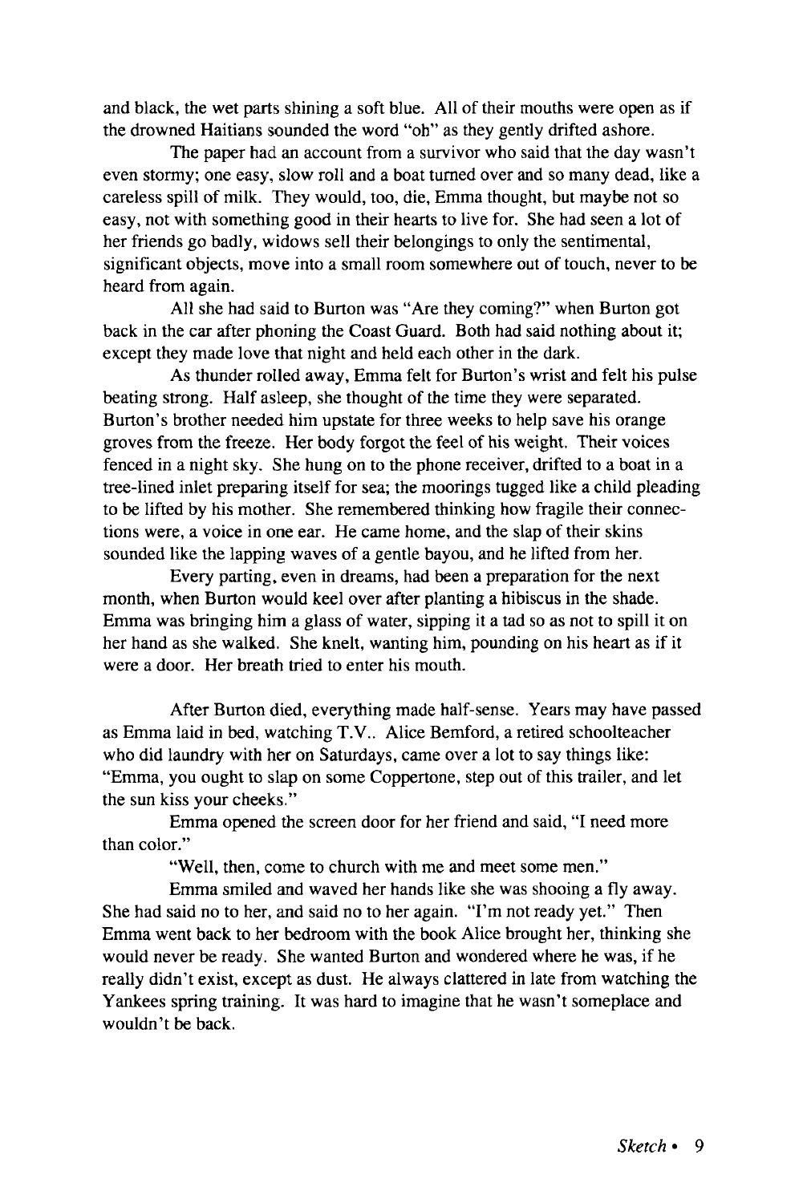and black, the wet parts shining a soft blue. All of their mouths were open as if the drowned Haitians sounded the word "oh" as they gently drifted ashore.

The paper had an account from a survivor who said that the day wasn't even stormy; one easy, slow roll and a boat turned over and so many dead, like a careless spill of milk. They would, too, die, Emma thought, but maybe not so easy, not with something good in their hearts to live for. She had seen a lot of her friends go badly, widows sell their belongings to only the sentimental, significant objects, move into a small room somewhere out of touch, never to be heard from again.

All she had said to Burton was "Are they coming?" when Burton got back in the car after phoning the Coast Guard. Both had said nothing about it; except they made love that night and held each other in the dark.

As thunder rolled away, Emma felt for Burton's wrist and felt his pulse beating strong. Half asleep, she thought of the time they were separated. Burton's brother needed him upstate for three weeks to help save his orange groves from the freeze. Her body forgot the feel of his weight. Their voices fenced in a night sky. She hung on to the phone receiver, drifted to a boat in a tree-lined inlet preparing itself for sea; the moorings tugged like a child pleading to be lifted by his mother. She remembered thinking how fragile their connections were, a voice in one ear. He came home, and the slap of their skins sounded like the lapping waves of a gentle bayou, and he lifted from her.

Every parting, even in dreams, had been a preparation for the next month, when Burton would keel over after planting a hibiscus in the shade. Emma was bringing him a glass of water, sipping it a tad so as not to spill it on her hand as she walked. She knelt, wanting him, pounding on his heart as if it were a door. Her breath tried to enter his mouth.

After Burton died, everything made half-sense. Years may have passed as Emma laid in bed, watching T.V.. Alice Bemford, a retired schoolteacher who did laundry with her on Saturdays, came over a lot to say things like: "Emma, you ought to slap on some Coppertone, step out of this trailer, and let the sun kiss your cheeks."

Emma opened the screen door for her friend and said, "I need more than color."

"Well, then, come to church with me and meet some men."

Emma smiled and waved her hands like she was shooing a fly away. She had said no to her, and said no to her again. "I'm not ready yet." Then Emma went back to her bedroom with the book Alice brought her, thinking she would never be ready. She wanted Burton and wondered where he was, if he really didn't exist, except as dust. He always clattered in late from watching the Yankees spring training. It was hard to imagine that he wasn't someplace and wouldn't be back.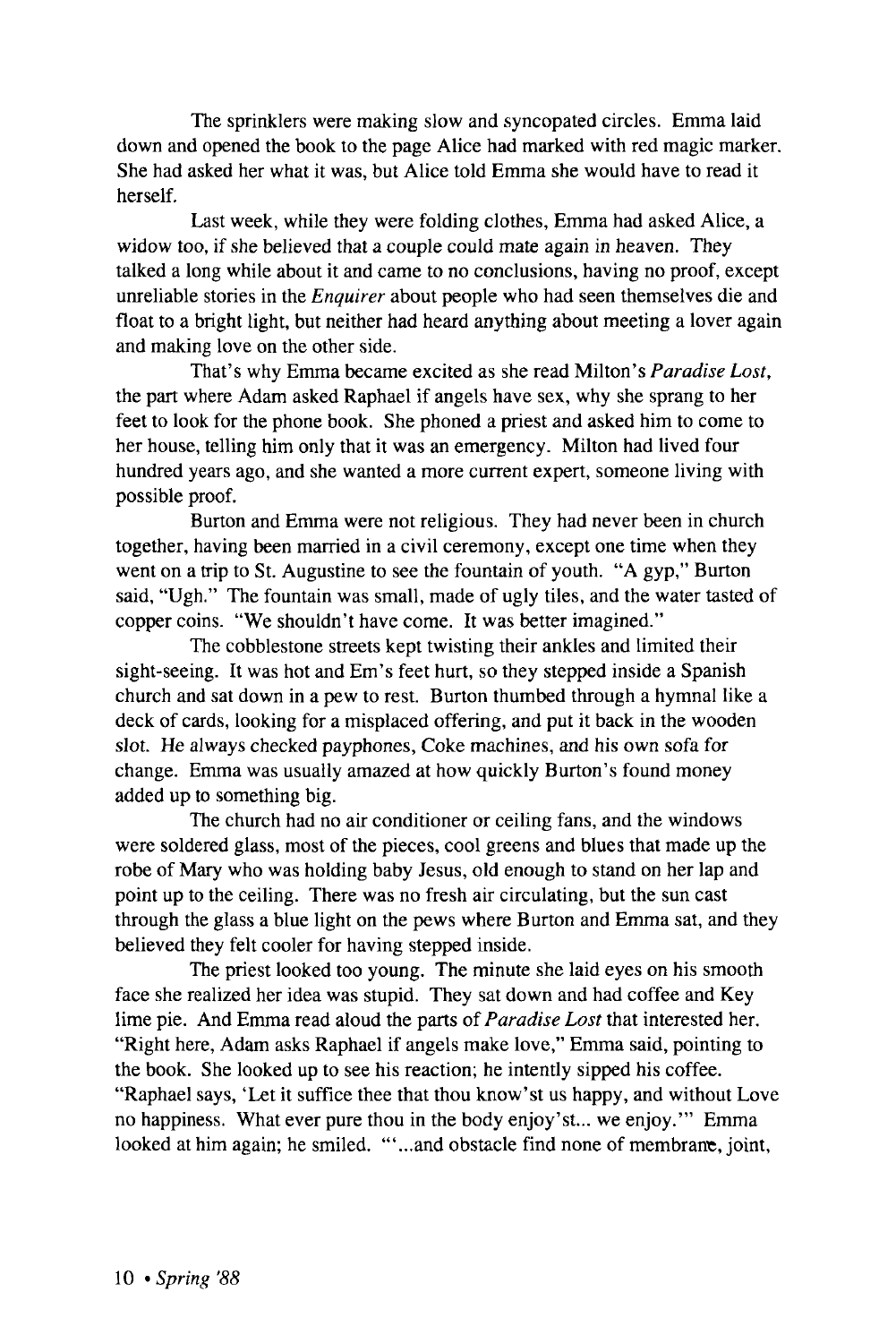The sprinklers were making slow and syncopated circles. Emma laid down and opened the book to the page Alice had marked with red magic marker. She had asked her what it was, but Alice told Emma she would have to read it herself.

Last week, while they were folding clothes, Emma had asked Alice, a widow too, if she believed that a couple could mate again in heaven. They talked a long while about it and came to no conclusions, having no proof, except unreliable stories in the *Enquirer* about people who had seen themselves die and float to a bright light, but neither had heard anything about meeting a lover again and making love on the other side.

That's why Emma became excited as she read Milton's *Paradise Lost*, the part where Adam asked Raphael if angels have sex, why she sprang to her feet to look for the phone book. She phoned a priest and asked him to come to her house, telling him only that it was an emergency. Milton had lived four hundred years ago, and she wanted a more current expert, someone living with possible proof.

Burton and Emma were not religious. They had never been in church together, having been married in a civil ceremony, except one time when they went on a trip to St. Augustine to see the fountain of youth. "A gyp," Burton said, "Ugh." The fountain was small, made of ugly tiles, and the water tasted of copper coins. "We shouldn't have come. It was better imagined."

The cobblestone streets kept twisting their ankles and limited their sight-seeing. It was hot and Em's feet hurt, so they stepped inside a Spanish church and sat down in a pew to rest. Burton thumbed through a hymnal like a deck of cards, looking for a misplaced offering, and put it back in the wooden slot. He always checked payphones, Coke machines, and his own sofa for change. Emma was usually amazed at how quickly Burton's found money added up to something big.

The church had no air conditioner or ceiling fans, and the windows were soldered glass, most of the pieces, cool greens and blues that made up the robe of Mary who was holding baby Jesus, old enough to stand on her lap and point up to the ceiling. There was no fresh air circulating, but the sun cast through the glass a blue light on the pews where Burton and Emma sat, and they believed they felt cooler for having stepped inside.

The priest looked too young. The minute she laid eyes on his smooth face she realized her idea was stupid. They sat down and had coffee and Key lime pie. And Emma read aloud the parts of *Paradise Lost* that interested her. "Right here, Adam asks Raphael if angels make love," Emma said, pointing to the book. She looked up to see his reaction; he intently sipped his coffee. "Raphael says, 'Let it suffice thee that thou know'st us happy, and without Love no happiness. What ever pure thou in the body enjoy'st... we enjoy.'" Emma looked at him again; he smiled. "'...and obstacle find none of membrane, joint,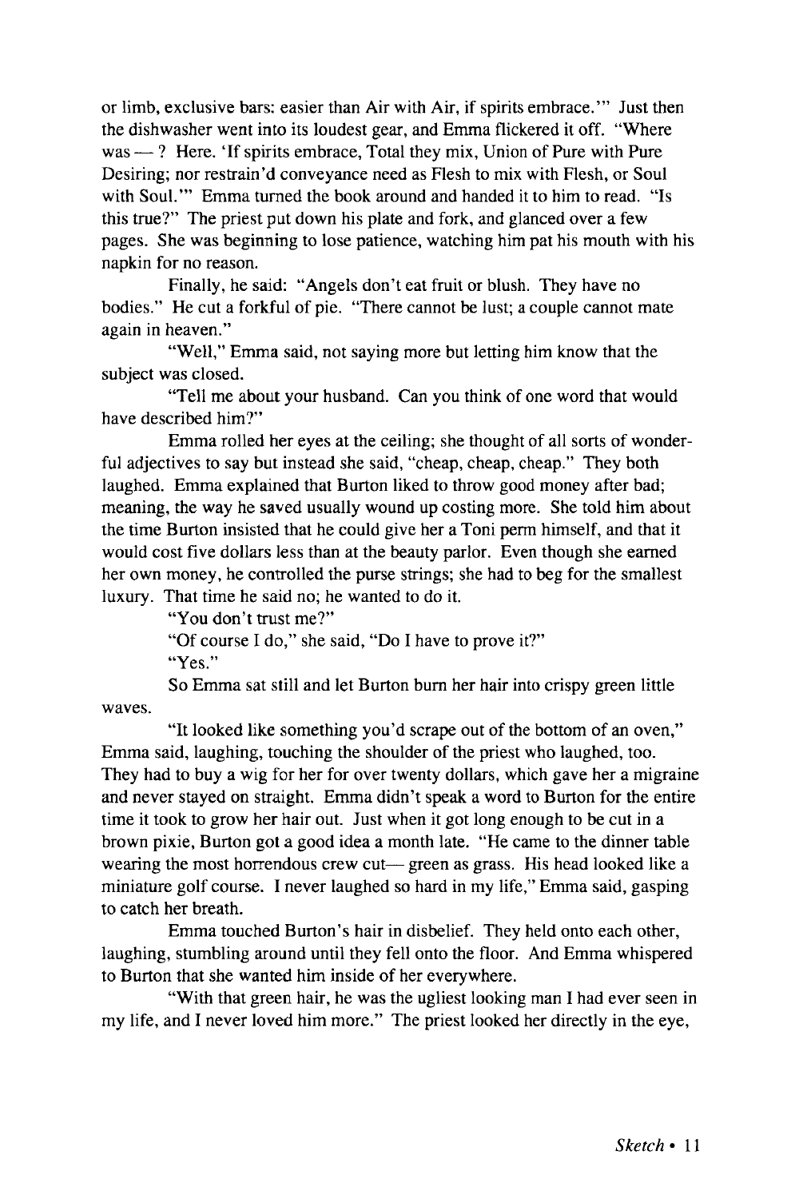or limb, exclusive bars: easier than Air with Air, if spirits embrace.'" Just then the dishwasher went into its loudest gear, and Emma flickered it off. "Where was — ? Here. 'If spirits embrace, Total they mix, Union of Pure with Pure Desiring; nor restrain'd conveyance need as Flesh to mix with Flesh, or Soul with Soul.'" Emma turned the book around and handed it to him to read. "Is this true?" The priest put down his plate and fork, and glanced over a few pages. She was beginning to lose patience, watching him pat his mouth with his napkin for no reason.

Finally, he said: "Angels don't eat fruit or blush. They have no bodies." He cut a forkful of pie. "There cannot be lust; a couple cannot mate again in heaven."

"Well," Emma said, not saying more but letting him know that the subject was closed.

"Tell me about your husband. Can you think of one word that would have described him?"

Emma rolled her eyes at the ceiling; she thought of all sorts of wonderful adjectives to say but instead she said, "cheap, cheap, cheap." They both laughed. Emma explained that Burton liked to throw good money after bad; meaning, the way he saved usually wound up costing more. She told him about the time Burton insisted that he could give her a Toni perm himself, and that it would cost five dollars less than at the beauty parlor. Even though she earned her own money, he controlled the purse strings; she had to beg for the smallest luxury. That time he said no; he wanted to do it.

"You don't trust me?"

"Of course I do," she said, "Do I have to prove it?"

"Yes."

So Emma sat still and let Burton burn her hair into crispy green little waves.

"It looked like something you'd scrape out of the bottom of an oven," Emma said, laughing, touching the shoulder of the priest who laughed, too. They had to buy a wig for her for over twenty dollars, which gave her a migraine and never stayed on straight. Emma didn't speak a word to Burton for the entire time it took to grow her hair out. Just when it got long enough to be cut in a brown pixie, Burton got a good idea a month late. "He came to the dinner table wearing the most horrendous crew cut— green as grass. His head looked like a miniature golf course. I never laughed so hard in my life," Emma said, gasping to catch her breath.

Emma touched Burton's hair in disbelief. They held onto each other, laughing, stumbling around until they fell onto the floor. And Emma whispered to Burton that she wanted him inside of her everywhere.

"With that green hair, he was the ugliest looking man I had ever seen in my life, and I never loved him more." The priest looked her directly in the eye,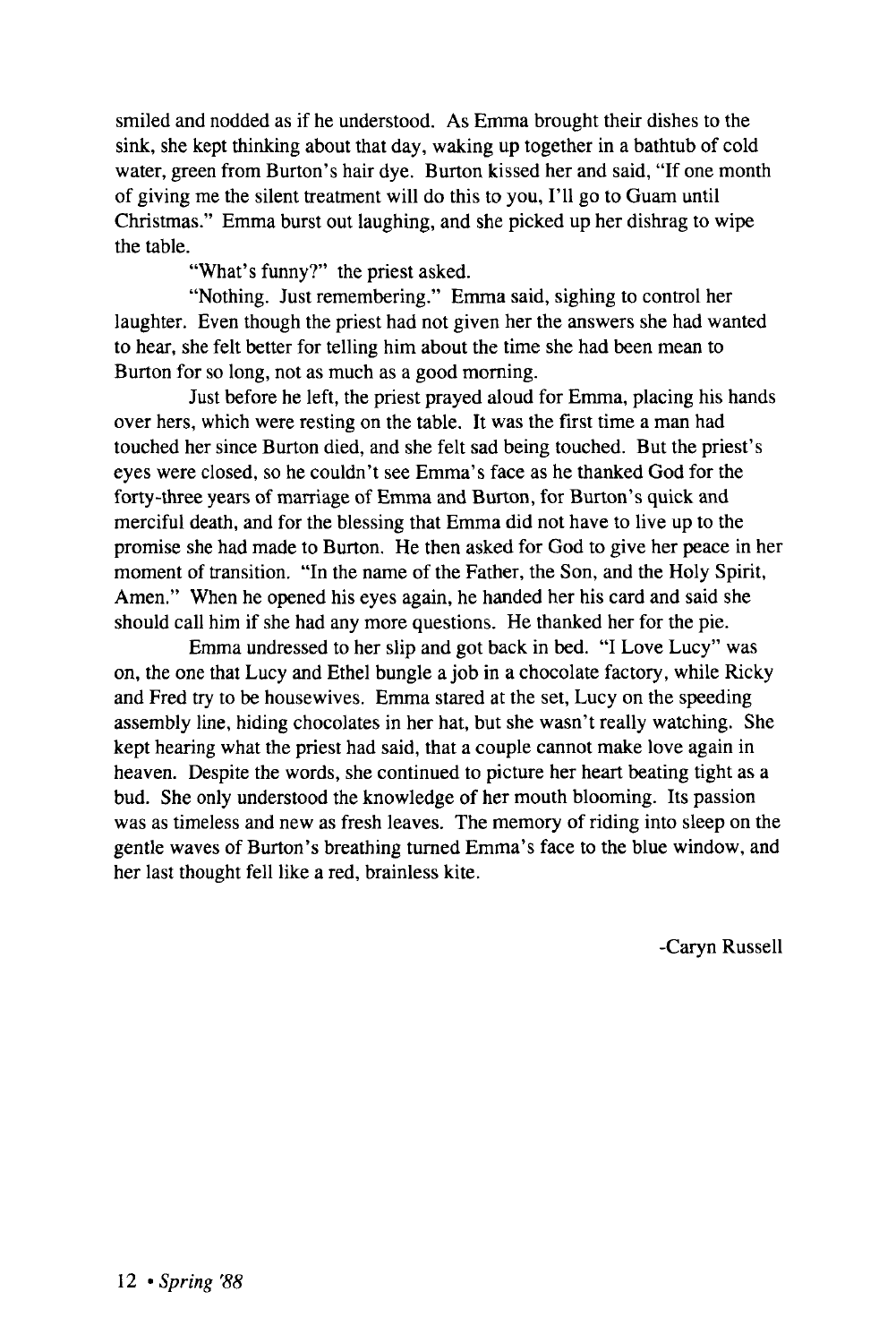smiled and nodded as if he understood. As Emma brought their dishes to the sink, she kept thinking about that day, waking up together in a bathtub of cold water, green from Burton's hair dye. Burton kissed her and said, "If one month of giving me the silent treatment will do this to you, I'll go to Guam until Christmas." Emma burst out laughing, and she picked up her dishrag to wipe the table.

"What's funny?" the priest asked.

"Nothing. Just remembering." Emma said, sighing to control her laughter. Even though the priest had not given her the answers she had wanted to hear, she felt better for telling him about the time she had been mean to Burton for so long, not as much as a good morning.

Just before he left, the priest prayed aloud for Emma, placing his hands over hers, which were resting on the table. It was the first time a man had touched her since Burton died, and she felt sad being touched. But the priest's eyes were closed, so he couldn't see Emma's face as he thanked God for the forty-three years of marriage of Emma and Burton, for Burton's quick and merciful death, and for the blessing that Emma did not have to live up to the promise she had made to Burton. He then asked for God to give her peace in her moment of transition. "In the name of the Father, the Son, and the Holy Spirit, Amen." When he opened his eyes again, he handed her his card and said she should call him if she had any more questions. He thanked her for the pie.

Emma undressed to her slip and got back in bed. "I Love Lucy" was on, the one that Lucy and Ethel bungle a job in a chocolate factory, while Ricky and Fred try to be housewives. Emma stared at the set, Lucy on the speeding assembly line, hiding chocolates in her hat, but she wasn't really watching. She kept hearing what the priest had said, that a couple cannot make love again in heaven. Despite the words, she continued to picture her heart beating tight as a bud. She only understood the knowledge of her mouth blooming. Its passion was as timeless and new as fresh leaves. The memory of riding into sleep on the gentle waves of Burton's breathing turned Emma's face to the blue window, and her last thought fell like a red, brainless kite.

-Caryn Russell